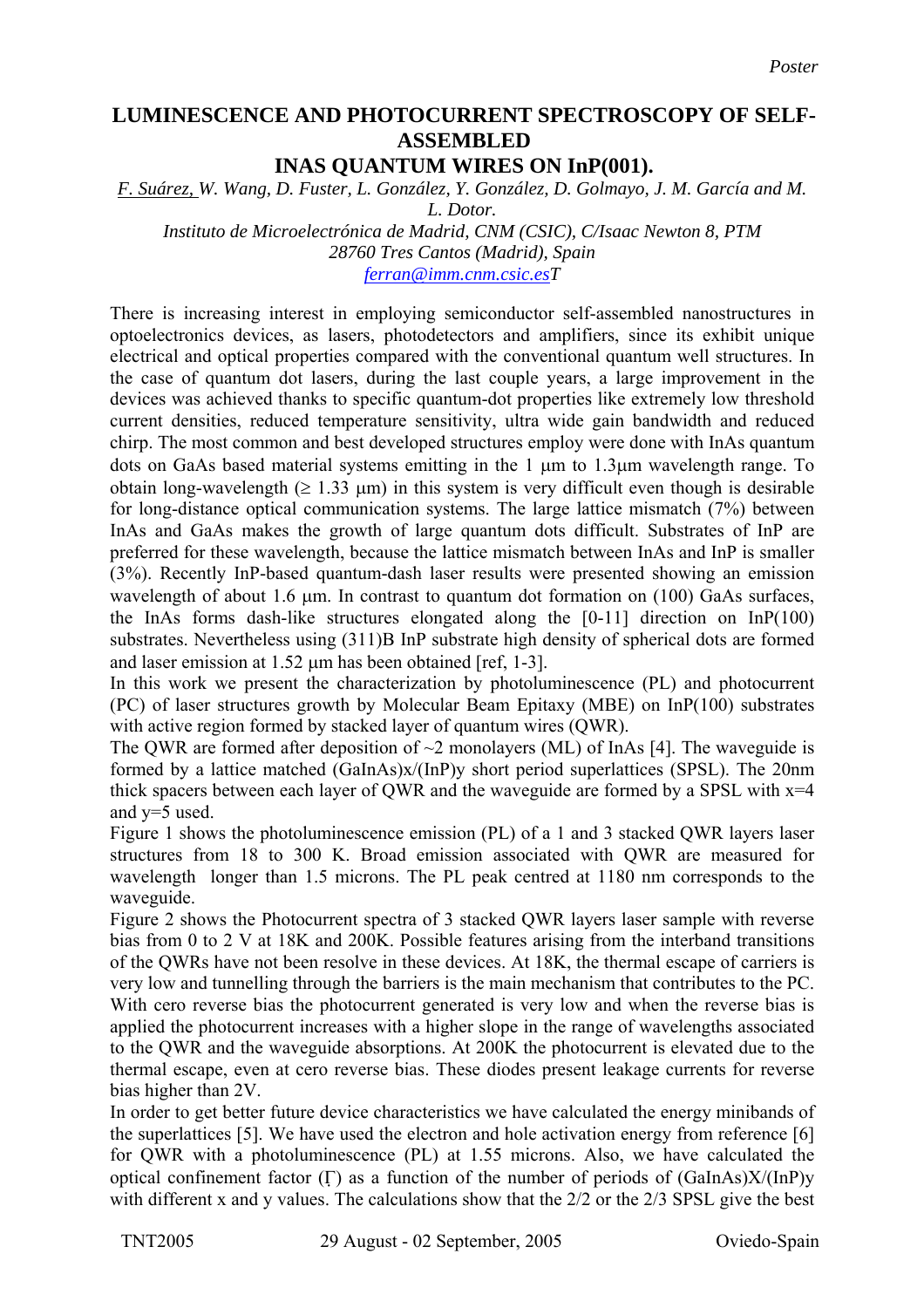*Poster*

# LUMINESCENCE AND PHOTOCURRENT SPECTROSCOPY OF SELF-ASSEMBLED INAS QUANTUM WIRES ON InP(001).

*F. Suárez, W. Wang, D. Fuster, L. González, Y. González, D. Golmayo, J. M. García and M. L. Dotor.*

*Instituto de Microelectrónica de Madrid, CNM (CSIC), C/Isaac Newton 8, PTM 28760 Tres Cantos (Madrid), Spain*

*ferran@imm.cnm.csic.esT*

There is increasing interest in employing semiconductor self-assembled nanostructures in optoelectronics devices, as lasers, photodetectors and amplifiers, since its exhibit unique electrical and optical properties compared with the conventional quantum well structures. In the case of quantum dot lasers, during the last couple years, a large improvement in the devices was achieved thanks to specific quantum-dot properties like extremely low threshold current densities, reduced temperature sensitivity, ultra wide gain bandwidth and reduced chirp. The most common and best developed structures employ were done with InAs quantum dots on GaAs based material systems emitting in the 1 µm to 1.3µm wavelength range. To obtain long-wavelength (≥ 1.33 µm) in this system is very difficult even though is desirable for long-distance optical communication systems. The large lattice mismatch (7%) between InAs and GaAs makes the growth of large quantum dots difficult. Substrates of InP are preferred for these wavelength, because the lattice mismatch between InAs and InP is smaller (3%). Recently InP-based quantum-dash laser results were presented showing an emission wavelength of about 1.6 µm. In contrast to quantum dot formation on (100) GaAs surfaces, the InAs forms dash-like structures elongated along the [0-11] direction on InP(100) substrates. Nevertheless using (311)B InP substrate high density of spherical dots are formed and laser emission at 1.52 µm has been obtained [ref, 1-3].

In this work we present the characterization by photoluminescence (PL) and photocurrent (PC) of laser structures growth by Molecular Beam Epitaxy (MBE) on InP(100) substrates with active region formed by stacked layer of quantum wires (QWR).

The QWR are formed after deposition of ~2 monolayers (ML) of InAs [4]. The waveguide is formed by a lattice matched $(GaInAs)_x/(InP)_y$ short period superlattices (SPSL). The 20nm thick spacers between each layer of QWR and the waveguide are formed by a SPSL with x=4 and y=5 used.

Figure 1 shows the photoluminescence emission (PL) of a 1 and 3 stacked QWR layers laser structures from 18 to 300 K. Broad emission associated with QWR are measured for wavelength longer than 1.5 microns. The PL peak centred at 1180 nm corresponds to the waveguide.

Figure 2 shows the Photocurrent spectra of 3 stacked QWR layers laser sample with reverse bias from 0 to 2 V at 18K and 200K. Possible features arising from the interband transitions of the QWRs have not been resolve in these devices. At 18K, the thermal escape of carriers is very low and tunnelling through the barriers is the main mechanism that contributes to the PC. With cero reverse bias the photocurrent generated is very low and when the reverse bias is applied the photocurrent increases with a higher slope in the range of wavelengths associated to the QWR and the waveguide absorptions. At 200K the photocurrent is elevated due to the thermal escape, even at cero reverse bias. These diodes present leakage currents for reverse bias higher than 2V.

In order to get better future device characteristics we have calculated the energy minibands of the superlattices [5]. We have used the electron and hole activation energy from reference [6] for QWR with a photoluminescence (PL) at 1.55 microns. Also, we have calculated the optical confinement factor (Γ) as a function of the number of periods of $(GaInAs)X/(InP)y$ with different x and y values. The calculations show that the 2/2 or the 2/3 SPSL give the best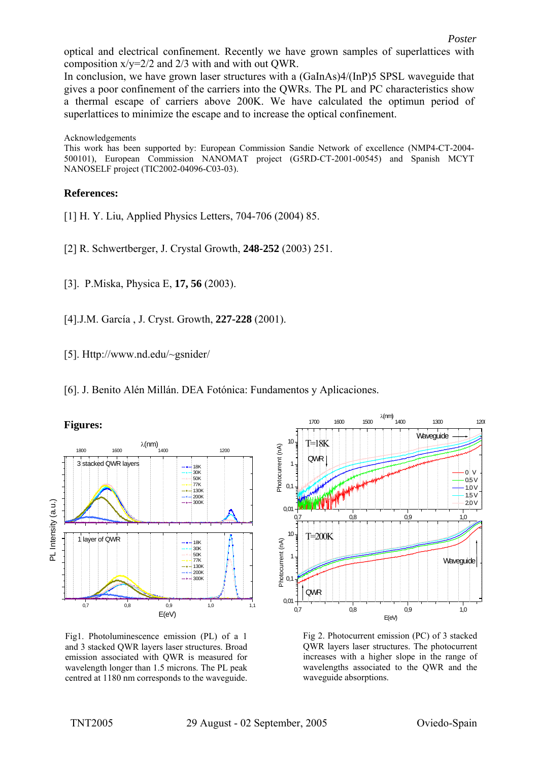optical and electrical confinement. Recently we have grown samples of superlattices with composition x/y=2/2 and 2/3 with and with out QWR.

In conclusion, we have grown laser structures with a $(GaInAs)_4/(InP)_5$ SPSL waveguide that gives a poor confinement of the carriers into the QWRs. The PL and PC characteristics show a thermal escape of carriers above 200K. We have calculated the optimun period of superlattices to minimize the escape and to increase the optical confinement.

Acknowledgements

This work has been supported by: European Commission Sandie Network of excellence (NMP4-CT-2004-500101), European Commission NANOMAT project (G5RD-CT-2001-00545) and Spanish MCYT NANOSELF project (TIC2002-04096-C03-03).

## References:

[1] H. Y. Liu, Applied Physics Letters, 704-706 (2004) 85.

[2] R. Schwertberger, J. Crystal Growth, **248-252** (2003) 251.

[3]. P.Miska, Physica E, **17, 56** (2003).

[4].J.M. García , J. Cryst. Growth, **227-228** (2001).

[5]. Http://www.nd.edu/~gsnider/

[6]. J. Benito Alén Millán. DEA Fotónica: Fundamentos y Aplicaciones.

## Figures:

λ(nm)
1800
1600
1400
1200
3 stacked QWR layers
1 layer of QWR
18K
30K
50K
77K
130K
200K
300K
PL Intensity (a.u.)
0,7
0,8
0,9
1,0
1,1
E(eV)

Fig1. Photoluminescence emission (PL) of a 1 and 3 stacked QWR layers laser structures. Broad emission associated with QWR is measured for wavelength longer than 1.5 microns. The PL peak centred at 1180 nm corresponds to the waveguide.

λ(nm)
1700
1600
1500
1400
1300
1200
T=18K
T=200K
QWR
Waveguide
0 V
0.5 V
1.0 V
1.5 V
2.0 V
Photocurrent (nA)
10
1
0,1
0,01
0,7
0,8
0,9
1,0
E(eV)

Fig 2. Photocurrent emission (PC) of 3 stacked QWR layers laser structures. The photocurrent increases with a higher slope in the range of wavelengths associated to the QWR and the waveguide absorptions.